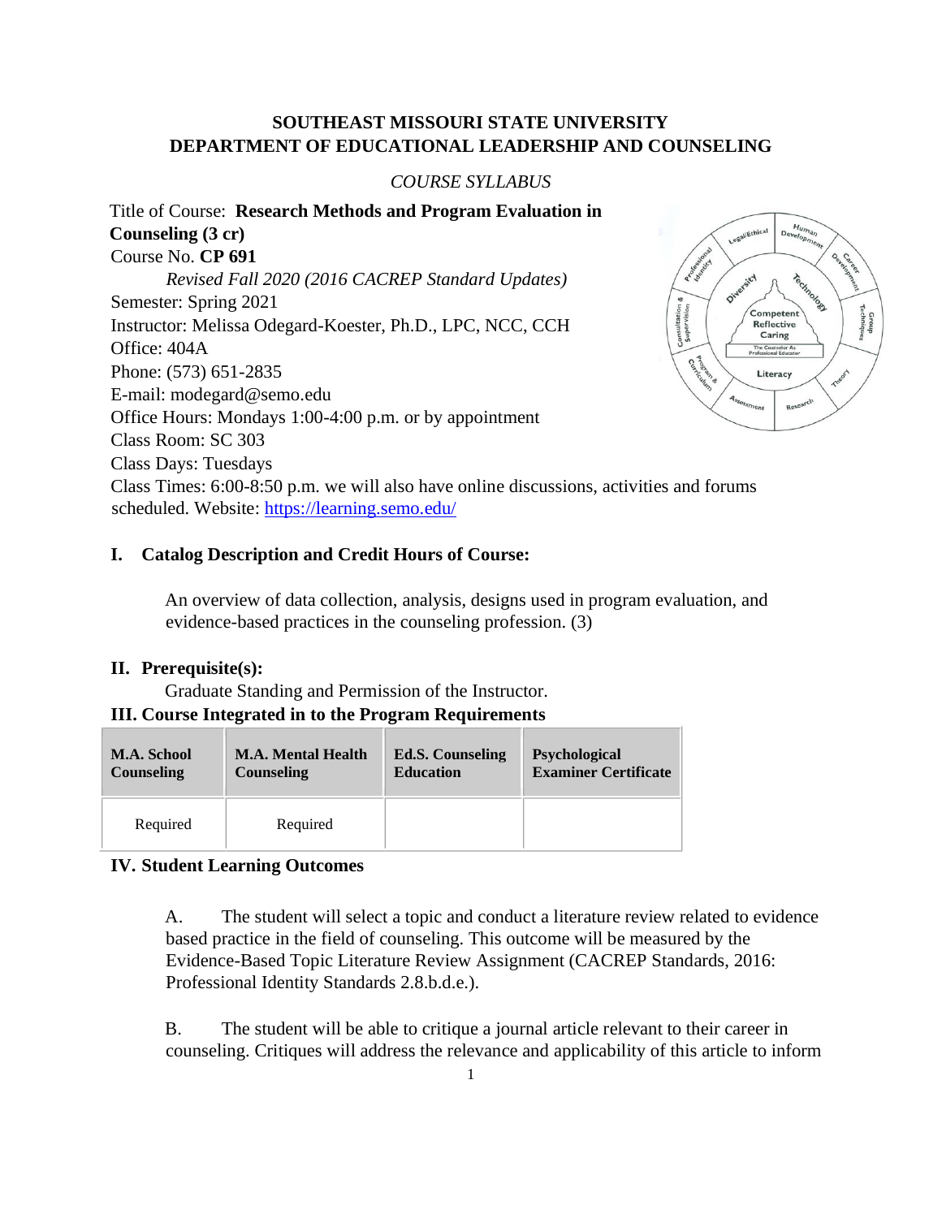# SOUTHEAST MISSOURI STATE UNIVERSITY
# DEPARTMENT OF EDUCATIONAL LEADERSHIP AND COUNSELING

*COURSE SYLLABUS*

Title of Course: **Research Methods and Program Evaluation in Counseling (3 cr)**
Course No. **CP 691**
*Revised Fall 2020 (2016 CACREP Standard Updates)*
Semester: Spring 2021
Instructor: Melissa Odegard-Koester, Ph.D., LPC, NCC, CCH
Office: 404A
Phone: (573) 651-2835
E-mail: modegard@semo.edu
Office Hours: Mondays 1:00-4:00 p.m. or by appointment
Class Room: SC 303
Class Days: Tuesdays
Class Times: 6:00-8:50 p.m. we will also have online discussions, activities and forums scheduled. Website: https://learning.semo.edu/

## I. Catalog Description and Credit Hours of Course:

An overview of data collection, analysis, designs used in program evaluation, and evidence-based practices in the counseling profession. (3)

## II. Prerequisite(s):

Graduate Standing and Permission of the Instructor.

## III. Course Integrated in to the Program Requirements

| M.A. School Counseling | M.A. Mental Health Counseling | Ed.S. Counseling Education | Psychological Examiner Certificate |
|---|---|---|---|
| Required | Required | | |

## IV. Student Learning Outcomes

A. The student will select a topic and conduct a literature review related to evidence based practice in the field of counseling. This outcome will be measured by the Evidence-Based Topic Literature Review Assignment (CACREP Standards, 2016: Professional Identity Standards 2.8.b.d.e.).

B. The student will be able to critique a journal article relevant to their career in counseling. Critiques will address the relevance and applicability of this article to inform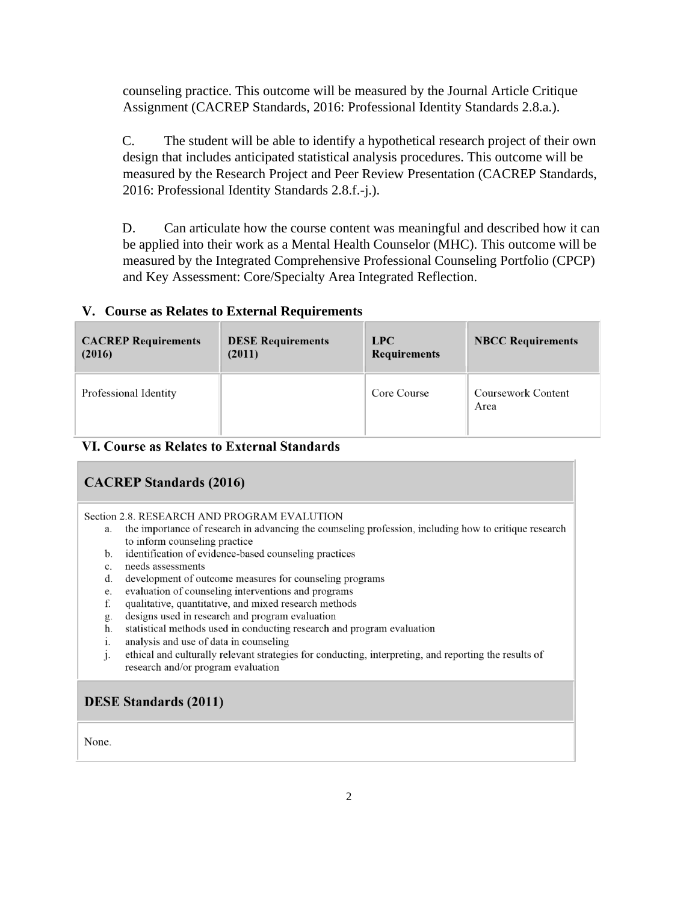counseling practice. This outcome will be measured by the Journal Article Critique Assignment (CACREP Standards, 2016: Professional Identity Standards 2.8.a.).

C. The student will be able to identify a hypothetical research project of their own design that includes anticipated statistical analysis procedures. This outcome will be measured by the Research Project and Peer Review Presentation (CACREP Standards, 2016: Professional Identity Standards 2.8.f.-j.).

D. Can articulate how the course content was meaningful and described how it can be applied into their work as a Mental Health Counselor (MHC). This outcome will be measured by the Integrated Comprehensive Professional Counseling Portfolio (CPCP) and Key Assessment: Core/Specialty Area Integrated Reflection.

## V. Course as Relates to External Requirements

| CACREP Requirements (2016) | DESE Requirements (2011) | LPC Requirements | NBCC Requirements |
|---|---|---|---|
| Professional Identity | | Core Course | Coursework Content Area |

## VI. Course as Relates to External Standards

### CACREP Standards (2016)

Section 2.8. RESEARCH AND PROGRAM EVALUTION

a. the importance of research in advancing the counseling profession, including how to critique research to inform counseling practice
b. identification of evidence-based counseling practices
c. needs assessments
d. development of outcome measures for counseling programs
e. evaluation of counseling interventions and programs
f. qualitative, quantitative, and mixed research methods
g. designs used in research and program evaluation
h. statistical methods used in conducting research and program evaluation
i. analysis and use of data in counseling
j. ethical and culturally relevant strategies for conducting, interpreting, and reporting the results of research and/or program evaluation

### DESE Standards (2011)

None.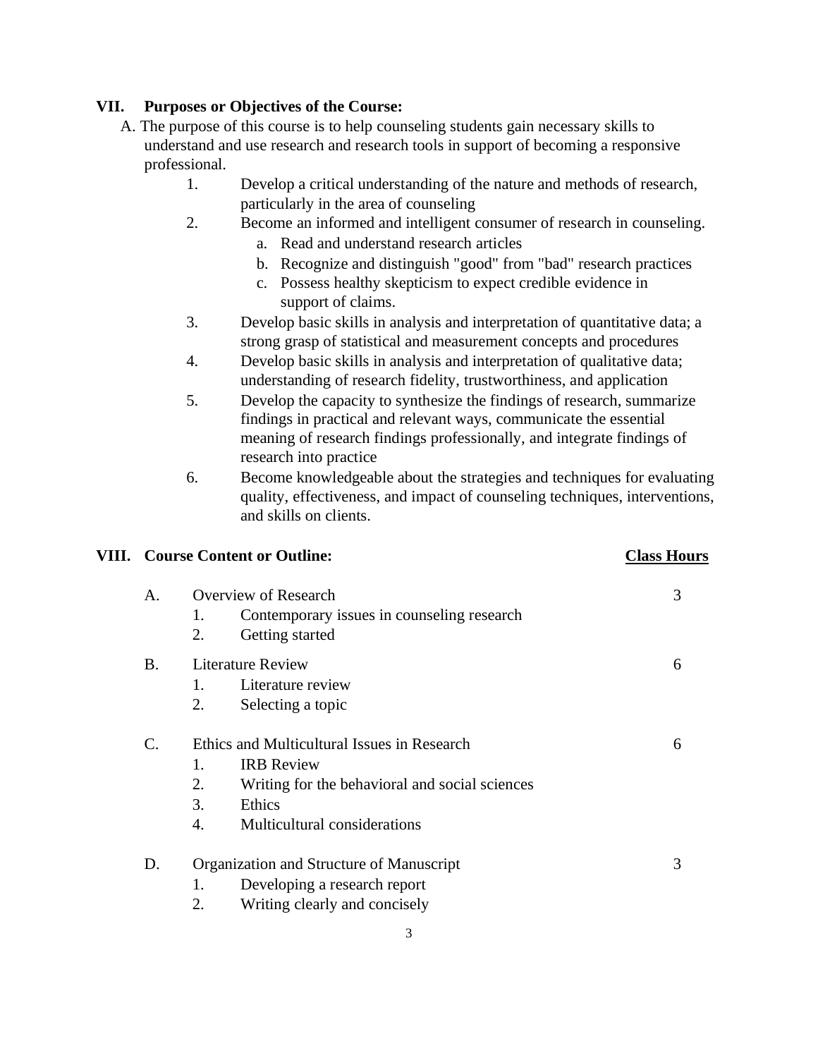## VII. Purposes or Objectives of the Course:

A. The purpose of this course is to help counseling students gain necessary skills to understand and use research and research tools in support of becoming a responsive professional.

1. Develop a critical understanding of the nature and methods of research, particularly in the area of counseling
2. Become an informed and intelligent consumer of research in counseling.
   a. Read and understand research articles
   b. Recognize and distinguish "good" from "bad" research practices
   c. Possess healthy skepticism to expect credible evidence in support of claims.
3. Develop basic skills in analysis and interpretation of quantitative data; a strong grasp of statistical and measurement concepts and procedures
4. Develop basic skills in analysis and interpretation of qualitative data; understanding of research fidelity, trustworthiness, and application
5. Develop the capacity to synthesize the findings of research, summarize findings in practical and relevant ways, communicate the essential meaning of research findings professionally, and integrate findings of research into practice
6. Become knowledgeable about the strategies and techniques for evaluating quality, effectiveness, and impact of counseling techniques, interventions, and skills on clients.

## VIII. Course Content or Outline:

| Course Content | Class Hours |
|---|---|
| **A.** Overview of Research<br>1. Contemporary issues in counseling research<br>2. Getting started | 3 |
| **B.** Literature Review<br>1. Literature review<br>2. Selecting a topic | 6 |
| **C.** Ethics and Multicultural Issues in Research<br>1. IRB Review<br>2. Writing for the behavioral and social sciences<br>3. Ethics<br>4. Multicultural considerations | 6 |
| **D.** Organization and Structure of Manuscript<br>1. Developing a research report<br>2. Writing clearly and concisely | 3 |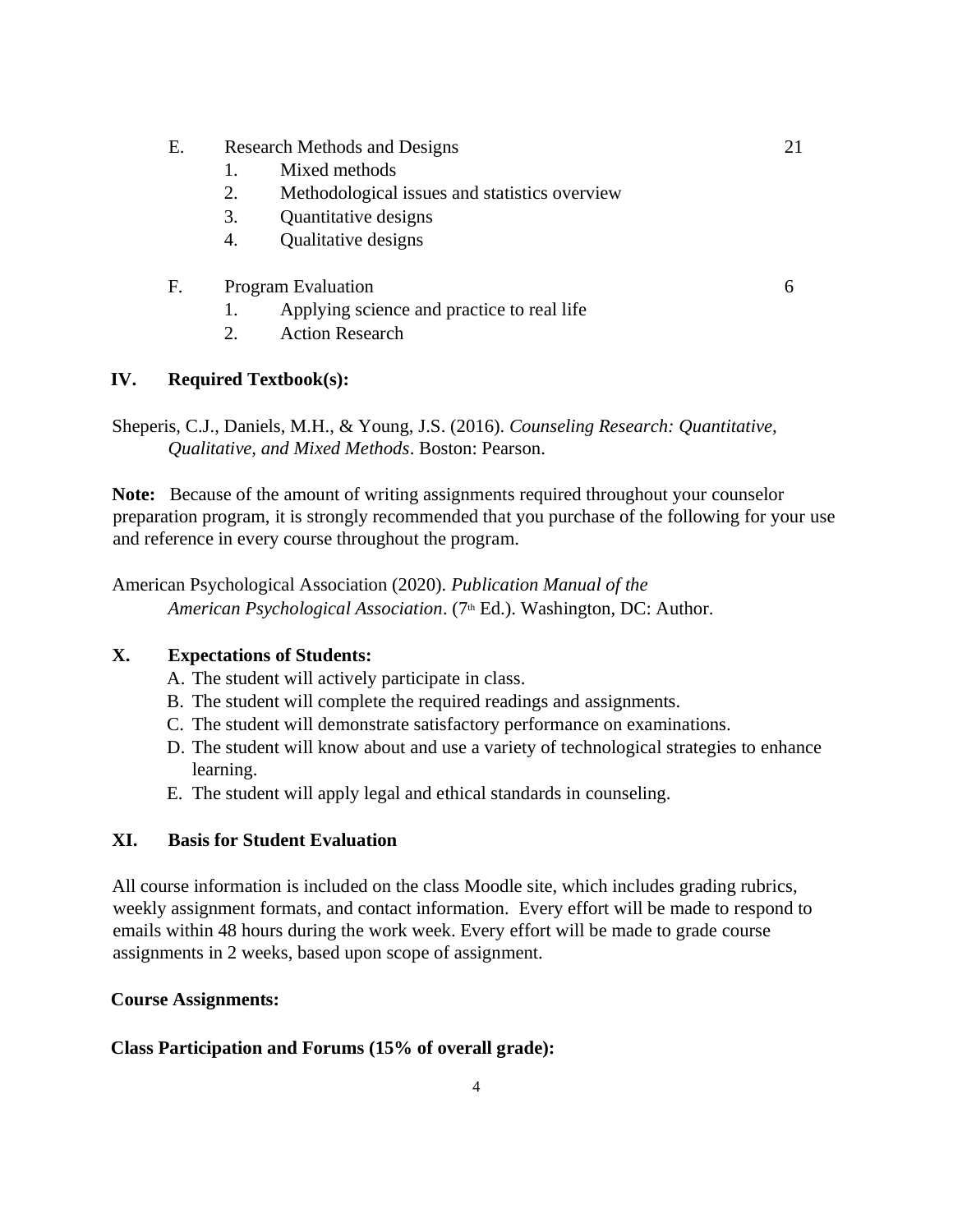E. Research Methods and Designs — 21

1. Mixed methods
2. Methodological issues and statistics overview
3. Quantitative designs
4. Qualitative designs

F. Program Evaluation — 6

1. Applying science and practice to real life
2. Action Research

## IV. Required Textbook(s):

Sheperis, C.J., Daniels, M.H., & Young, J.S. (2016). *Counseling Research: Quantitative, Qualitative, and Mixed Methods*. Boston: Pearson.

**Note:** Because of the amount of writing assignments required throughout your counselor preparation program, it is strongly recommended that you purchase of the following for your use and reference in every course throughout the program.

American Psychological Association (2020). *Publication Manual of the American Psychological Association*. (7th Ed.). Washington, DC: Author.

## X. Expectations of Students:

A. The student will actively participate in class.
B. The student will complete the required readings and assignments.
C. The student will demonstrate satisfactory performance on examinations.
D. The student will know about and use a variety of technological strategies to enhance learning.
E. The student will apply legal and ethical standards in counseling.

## XI. Basis for Student Evaluation

All course information is included on the class Moodle site, which includes grading rubrics, weekly assignment formats, and contact information. Every effort will be made to respond to emails within 48 hours during the work week. Every effort will be made to grade course assignments in 2 weeks, based upon scope of assignment.

**Course Assignments:**

**Class Participation and Forums (15% of overall grade):**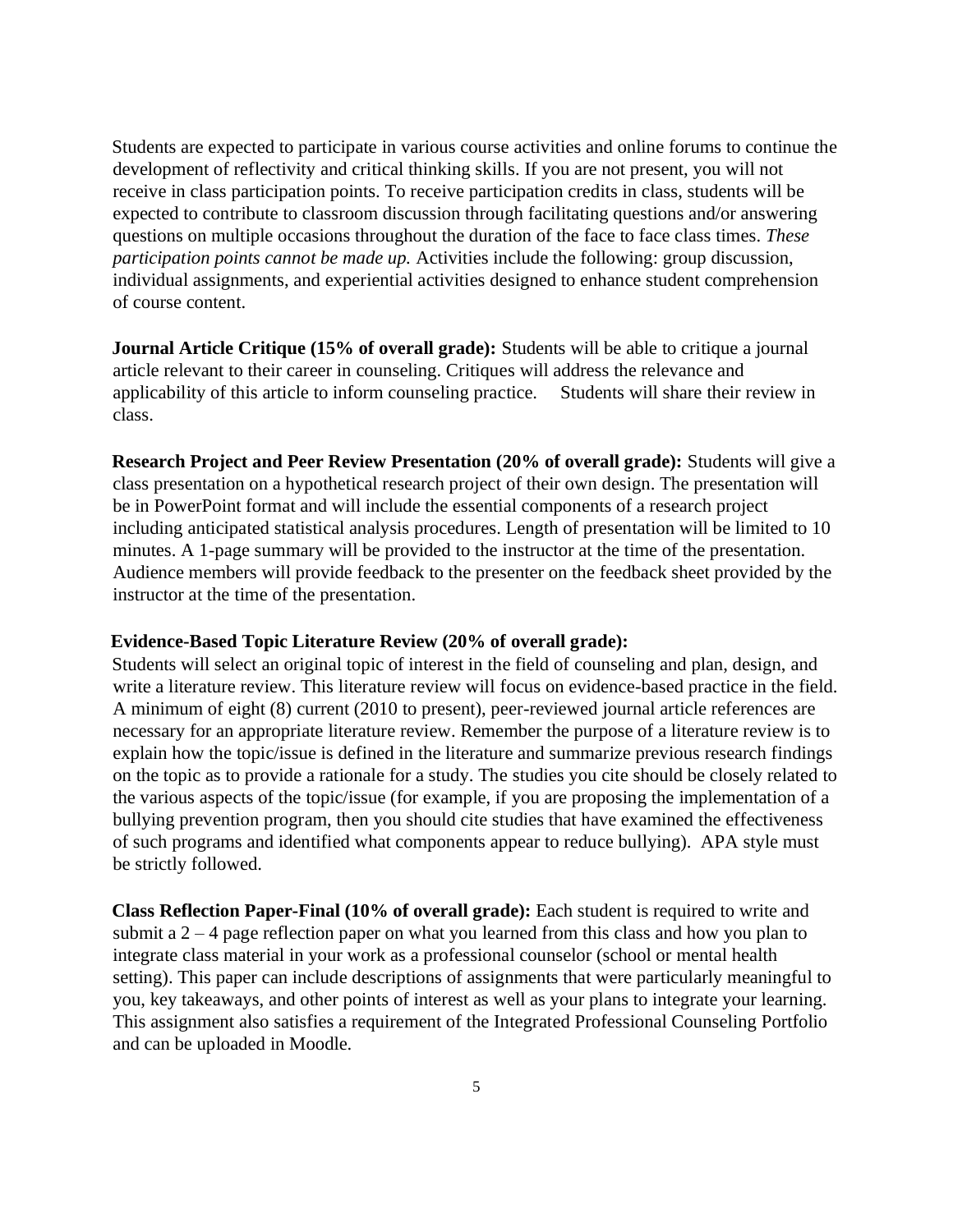Students are expected to participate in various course activities and online forums to continue the development of reflectivity and critical thinking skills. If you are not present, you will not receive in class participation points. To receive participation credits in class, students will be expected to contribute to classroom discussion through facilitating questions and/or answering questions on multiple occasions throughout the duration of the face to face class times. *These participation points cannot be made up.* Activities include the following: group discussion, individual assignments, and experiential activities designed to enhance student comprehension of course content.

**Journal Article Critique (15% of overall grade):** Students will be able to critique a journal article relevant to their career in counseling. Critiques will address the relevance and applicability of this article to inform counseling practice. Students will share their review in class.

**Research Project and Peer Review Presentation (20% of overall grade):** Students will give a class presentation on a hypothetical research project of their own design. The presentation will be in PowerPoint format and will include the essential components of a research project including anticipated statistical analysis procedures. Length of presentation will be limited to 10 minutes. A 1-page summary will be provided to the instructor at the time of the presentation. Audience members will provide feedback to the presenter on the feedback sheet provided by the instructor at the time of the presentation.

**Evidence-Based Topic Literature Review (20% of overall grade):**
Students will select an original topic of interest in the field of counseling and plan, design, and write a literature review. This literature review will focus on evidence-based practice in the field. A minimum of eight (8) current (2010 to present), peer-reviewed journal article references are necessary for an appropriate literature review. Remember the purpose of a literature review is to explain how the topic/issue is defined in the literature and summarize previous research findings on the topic as to provide a rationale for a study. The studies you cite should be closely related to the various aspects of the topic/issue (for example, if you are proposing the implementation of a bullying prevention program, then you should cite studies that have examined the effectiveness of such programs and identified what components appear to reduce bullying). APA style must be strictly followed.

**Class Reflection Paper-Final (10% of overall grade):** Each student is required to write and submit a 2 – 4 page reflection paper on what you learned from this class and how you plan to integrate class material in your work as a professional counselor (school or mental health setting). This paper can include descriptions of assignments that were particularly meaningful to you, key takeaways, and other points of interest as well as your plans to integrate your learning. This assignment also satisfies a requirement of the Integrated Professional Counseling Portfolio and can be uploaded in Moodle.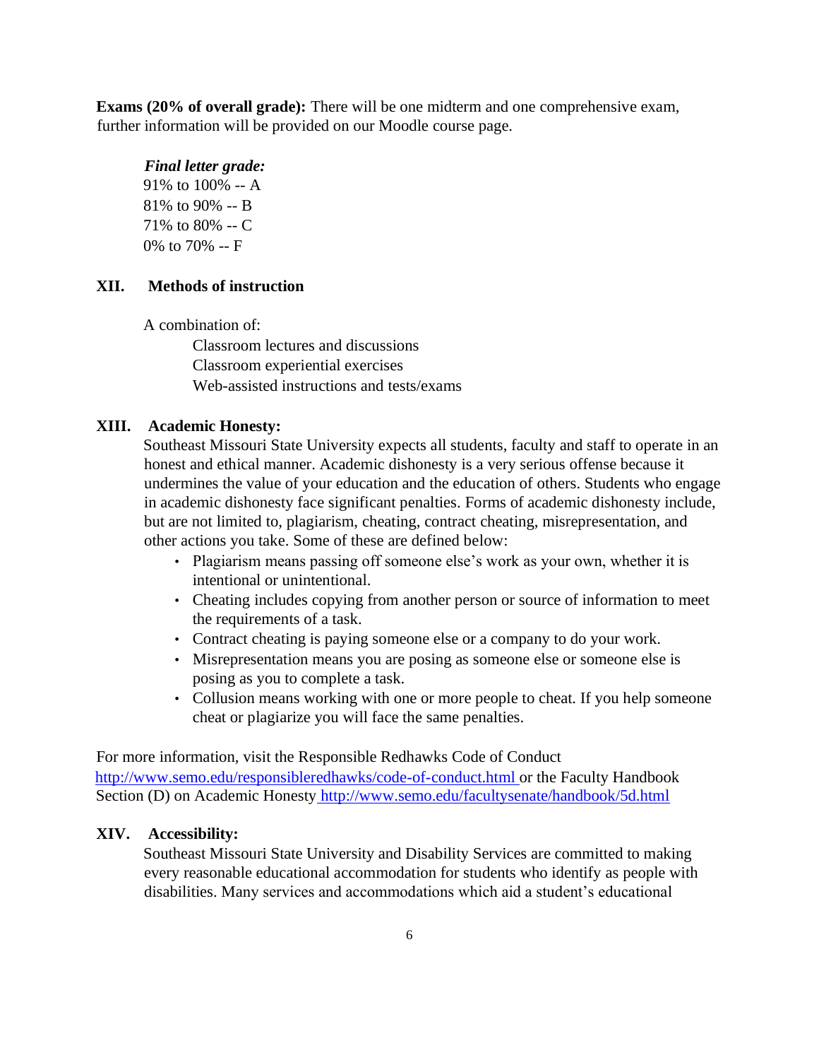**Exams (20% of overall grade):** There will be one midterm and one comprehensive exam, further information will be provided on our Moodle course page.

***Final letter grade:***

91% to 100% -- A
81% to 90% -- B
71% to 80% -- C
0% to 70% -- F

## XII. Methods of instruction

A combination of:

Classroom lectures and discussions
Classroom experiential exercises
Web-assisted instructions and tests/exams

## XIII. Academic Honesty:

Southeast Missouri State University expects all students, faculty and staff to operate in an honest and ethical manner. Academic dishonesty is a very serious offense because it undermines the value of your education and the education of others. Students who engage in academic dishonesty face significant penalties. Forms of academic dishonesty include, but are not limited to, plagiarism, cheating, contract cheating, misrepresentation, and other actions you take. Some of these are defined below:

- Plagiarism means passing off someone else's work as your own, whether it is intentional or unintentional.
- Cheating includes copying from another person or source of information to meet the requirements of a task.
- Contract cheating is paying someone else or a company to do your work.
- Misrepresentation means you are posing as someone else or someone else is posing as you to complete a task.
- Collusion means working with one or more people to cheat. If you help someone cheat or plagiarize you will face the same penalties.

For more information, visit the Responsible Redhawks Code of Conduct http://www.semo.edu/responsibleredhawks/code-of-conduct.html or the Faculty Handbook Section (D) on Academic Honesty http://www.semo.edu/facultysenate/handbook/5d.html

## XIV. Accessibility:

Southeast Missouri State University and Disability Services are committed to making every reasonable educational accommodation for students who identify as people with disabilities. Many services and accommodations which aid a student's educational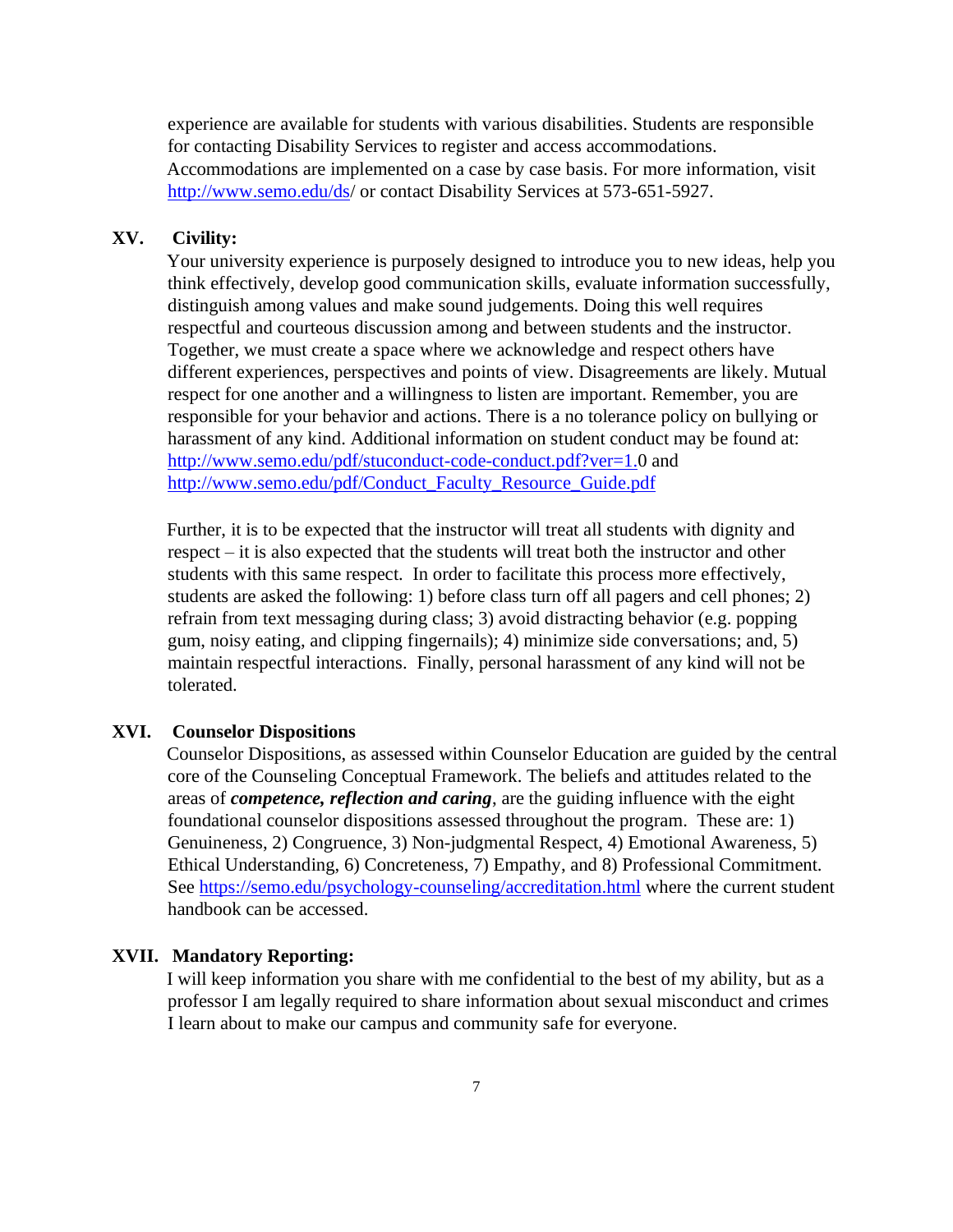experience are available for students with various disabilities. Students are responsible for contacting Disability Services to register and access accommodations. Accommodations are implemented on a case by case basis. For more information, visit http://www.semo.edu/ds/ or contact Disability Services at 573-651-5927.

## XV. Civility:

Your university experience is purposely designed to introduce you to new ideas, help you think effectively, develop good communication skills, evaluate information successfully, distinguish among values and make sound judgements. Doing this well requires respectful and courteous discussion among and between students and the instructor. Together, we must create a space where we acknowledge and respect others have different experiences, perspectives and points of view. Disagreements are likely. Mutual respect for one another and a willingness to listen are important. Remember, you are responsible for your behavior and actions. There is a no tolerance policy on bullying or harassment of any kind. Additional information on student conduct may be found at: http://www.semo.edu/pdf/stuconduct-code-conduct.pdf?ver=1.0 and http://www.semo.edu/pdf/Conduct_Faculty_Resource_Guide.pdf

Further, it is to be expected that the instructor will treat all students with dignity and respect – it is also expected that the students will treat both the instructor and other students with this same respect. In order to facilitate this process more effectively, students are asked the following: 1) before class turn off all pagers and cell phones; 2) refrain from text messaging during class; 3) avoid distracting behavior (e.g. popping gum, noisy eating, and clipping fingernails); 4) minimize side conversations; and, 5) maintain respectful interactions. Finally, personal harassment of any kind will not be tolerated.

## XVI. Counselor Dispositions

Counselor Dispositions, as assessed within Counselor Education are guided by the central core of the Counseling Conceptual Framework. The beliefs and attitudes related to the areas of ***competence, reflection and caring***, are the guiding influence with the eight foundational counselor dispositions assessed throughout the program. These are: 1) Genuineness, 2) Congruence, 3) Non-judgmental Respect, 4) Emotional Awareness, 5) Ethical Understanding, 6) Concreteness, 7) Empathy, and 8) Professional Commitment. See https://semo.edu/psychology-counseling/accreditation.html where the current student handbook can be accessed.

## XVII. Mandatory Reporting:

I will keep information you share with me confidential to the best of my ability, but as a professor I am legally required to share information about sexual misconduct and crimes I learn about to make our campus and community safe for everyone.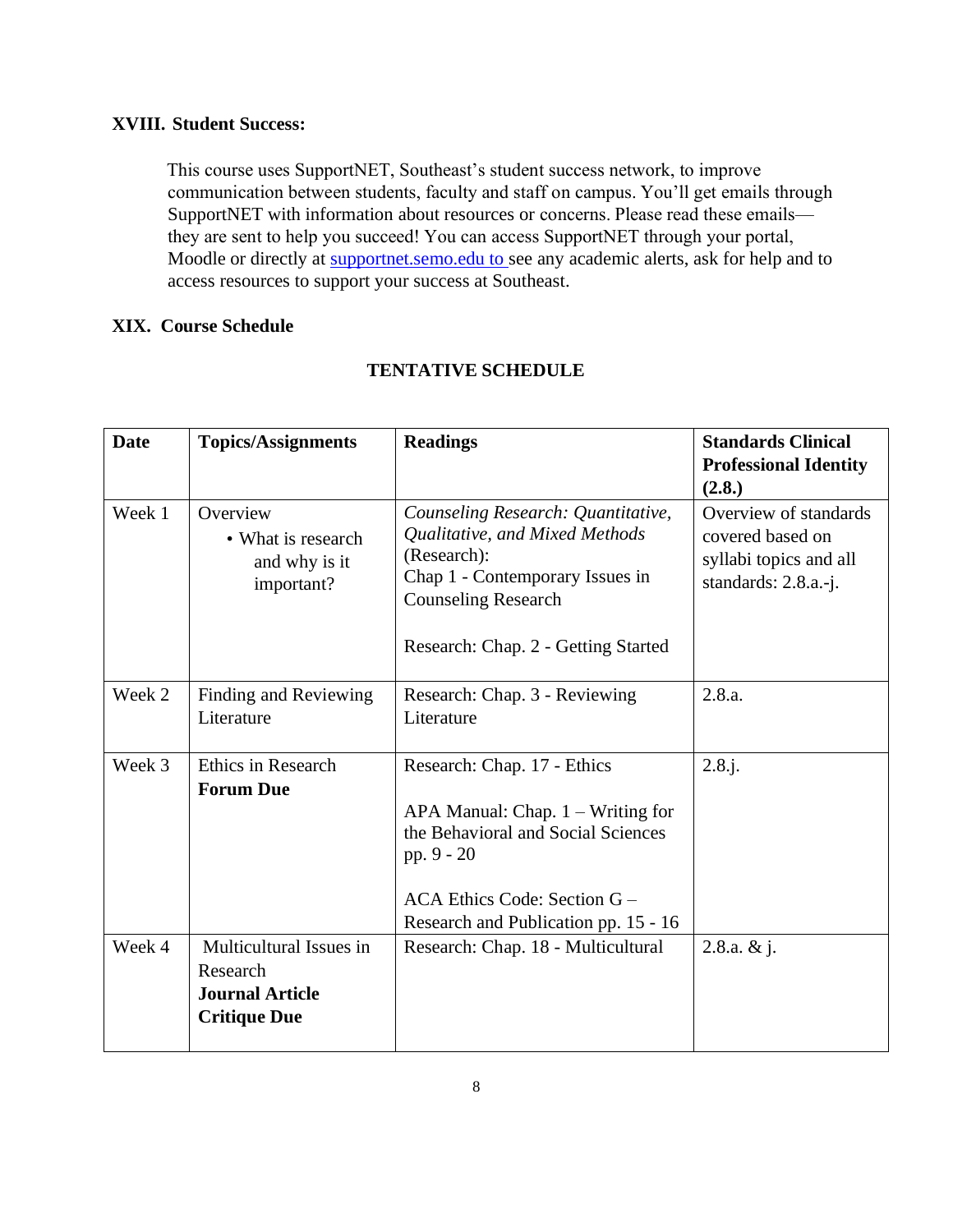## XVIII. Student Success:

This course uses SupportNET, Southeast's student success network, to improve communication between students, faculty and staff on campus. You'll get emails through SupportNET with information about resources or concerns. Please read these emails—they are sent to help you succeed! You can access SupportNET through your portal, Moodle or directly at [supportnet.semo.edu to](supportnet.semo.edu) see any academic alerts, ask for help and to access resources to support your success at Southeast.

## XIX. Course Schedule

### TENTATIVE SCHEDULE

| Date | Topics/Assignments | Readings | Standards Clinical Professional Identity (2.8.) |
|---|---|---|---|
| Week 1 | Overview<br>• What is research and why is it important? | *Counseling Research: Quantitative, Qualitative, and Mixed Methods* (Research):<br>Chap 1 - Contemporary Issues in Counseling Research<br><br>Research: Chap. 2 - Getting Started | Overview of standards covered based on syllabi topics and all standards: 2.8.a.-j. |
| Week 2 | Finding and Reviewing Literature | Research: Chap. 3 - Reviewing Literature | 2.8.a. |
| Week 3 | Ethics in Research<br>**Forum Due** | Research: Chap. 17 - Ethics<br><br>APA Manual: Chap. 1 – Writing for the Behavioral and Social Sciences pp. 9 - 20<br><br>ACA Ethics Code: Section G – Research and Publication pp. 15 - 16 | 2.8.j. |
| Week 4 | Multicultural Issues in Research<br>**Journal Article Critique Due** | Research: Chap. 18 - Multicultural | 2.8.a. & j. |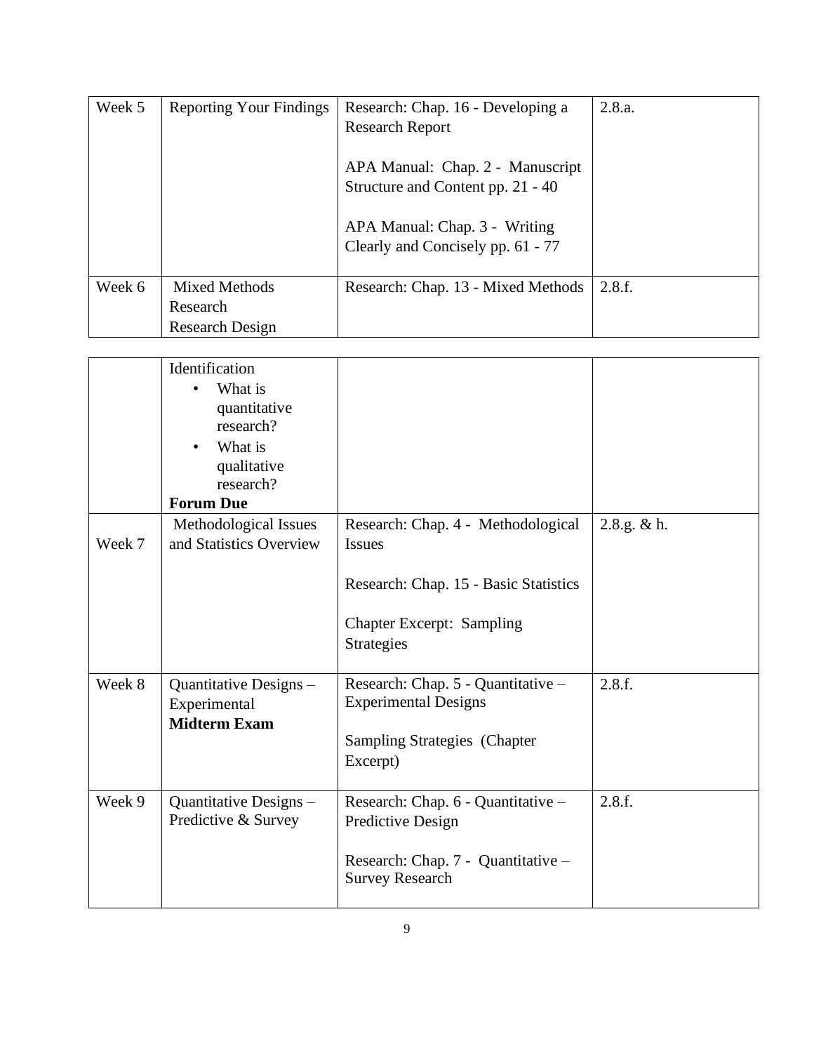| Week 5 | Reporting Your Findings | Research: Chap. 16 - Developing a Research Report<br><br>APA Manual: Chap. 2 - Manuscript Structure and Content pp. 21 - 40<br><br>APA Manual: Chap. 3 - Writing Clearly and Concisely pp. 61 - 77 | 2.8.a. |
|---|---|---|---|
| Week 6 | Mixed Methods Research<br>Research Design Identification<br>• What is quantitative research?<br>• What is qualitative research?<br>**Forum Due** | Research: Chap. 13 - Mixed Methods | 2.8.f. |
| Week 7 | Methodological Issues and Statistics Overview | Research: Chap. 4 - Methodological Issues<br><br>Research: Chap. 15 - Basic Statistics<br><br>Chapter Excerpt: Sampling Strategies | 2.8.g. & h. |
| Week 8 | Quantitative Designs – Experimental<br>**Midterm Exam** | Research: Chap. 5 - Quantitative – Experimental Designs<br><br>Sampling Strategies (Chapter Excerpt) | 2.8.f. |
| Week 9 | Quantitative Designs – Predictive & Survey | Research: Chap. 6 - Quantitative – Predictive Design<br><br>Research: Chap. 7 - Quantitative – Survey Research | 2.8.f. |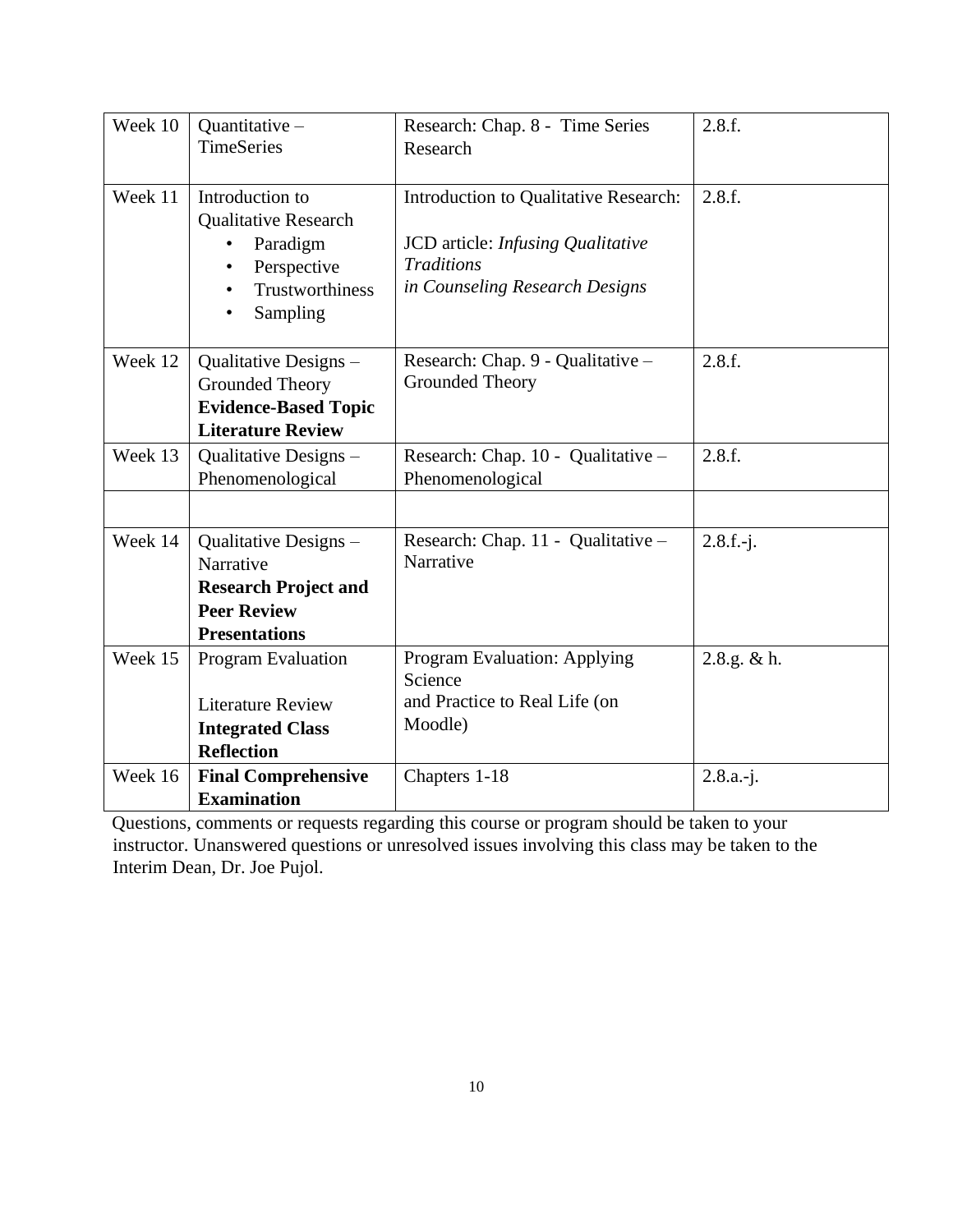| | | | |
|---|---|---|---|
| Week 10 | Quantitative – TimeSeries | Research: Chap. 8 - Time Series Research | 2.8.f. |
| Week 11 | Introduction to Qualitative Research<br>• Paradigm<br>• Perspective<br>• Trustworthiness<br>• Sampling | Introduction to Qualitative Research:<br>JCD article: *Infusing Qualitative Traditions in Counseling Research Designs* | 2.8.f. |
| Week 12 | Qualitative Designs – Grounded Theory<br>**Evidence-Based Topic Literature Review** | Research: Chap. 9 - Qualitative – Grounded Theory | 2.8.f. |
| Week 13 | Qualitative Designs – Phenomenological | Research: Chap. 10 - Qualitative – Phenomenological | 2.8.f. |
| | | | |
| Week 14 | Qualitative Designs – Narrative<br>**Research Project and Peer Review Presentations** | Research: Chap. 11 - Qualitative – Narrative | 2.8.f.-j. |
| Week 15 | Program Evaluation<br>Literature Review<br>**Integrated Class Reflection** | Program Evaluation: Applying Science and Practice to Real Life (on Moodle) | 2.8.g. & h. |
| Week 16 | **Final Comprehensive Examination** | Chapters 1-18 | 2.8.a.-j. |

Questions, comments or requests regarding this course or program should be taken to your instructor. Unanswered questions or unresolved issues involving this class may be taken to the Interim Dean, Dr. Joe Pujol.